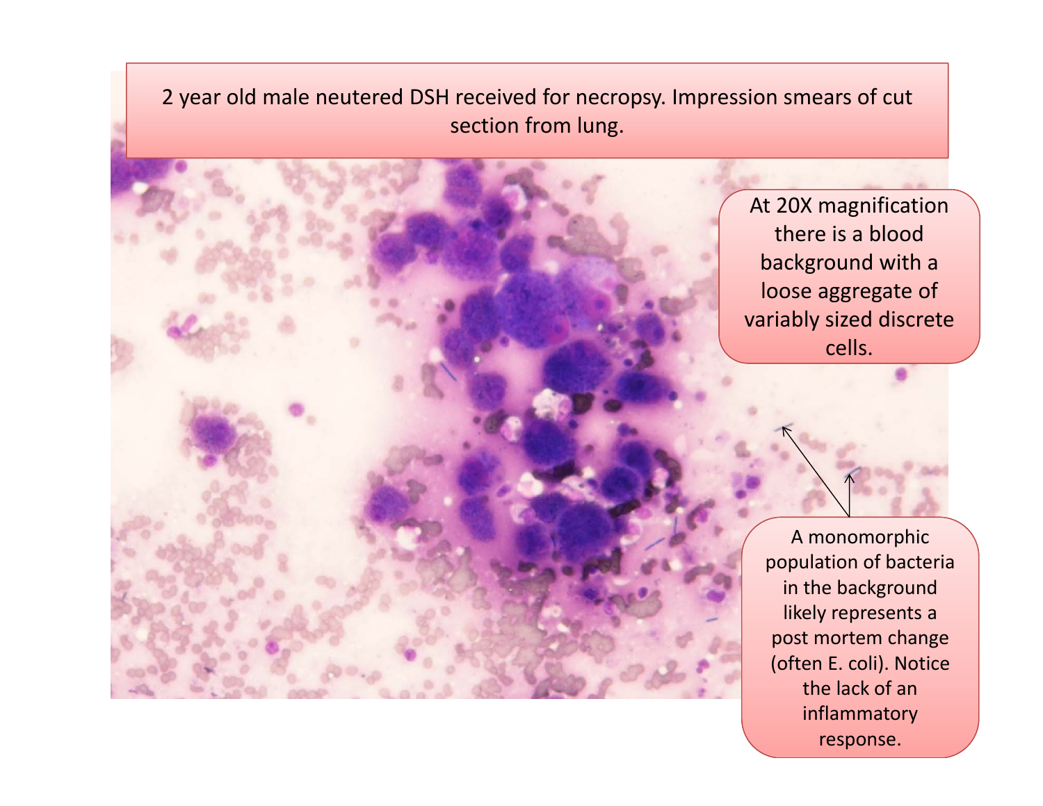2 year old male neutered DSH received for necropsy. Impression smears of cut section from lung.

At 20X magnification there is a blood background with a loose aggregate of variably sized discrete cells.

A monomorphic population of bacteria in the background likely represents a post mortem change (often E. coli). Notice the lack of an inflammatory response.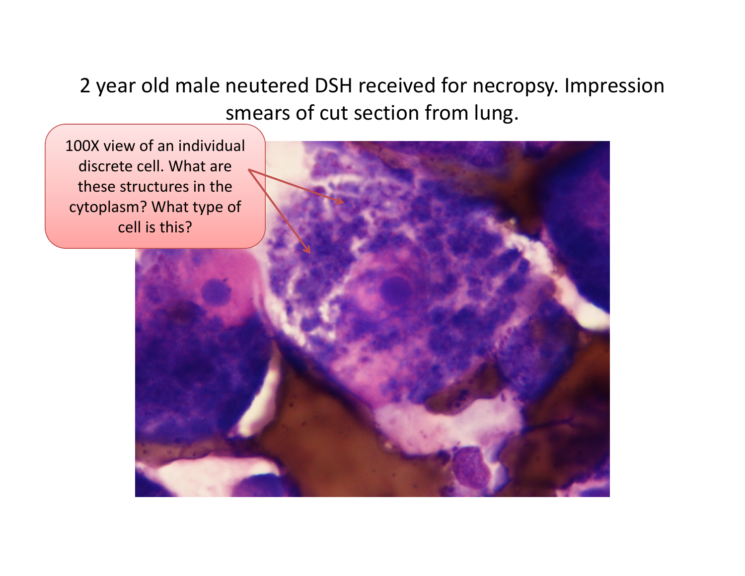2 year old male neutered DSH received for necropsy. Impression smears of cut section from lung.

100X view of an individual discrete cell. What are these structures in the cytoplasm? What type of cell is this?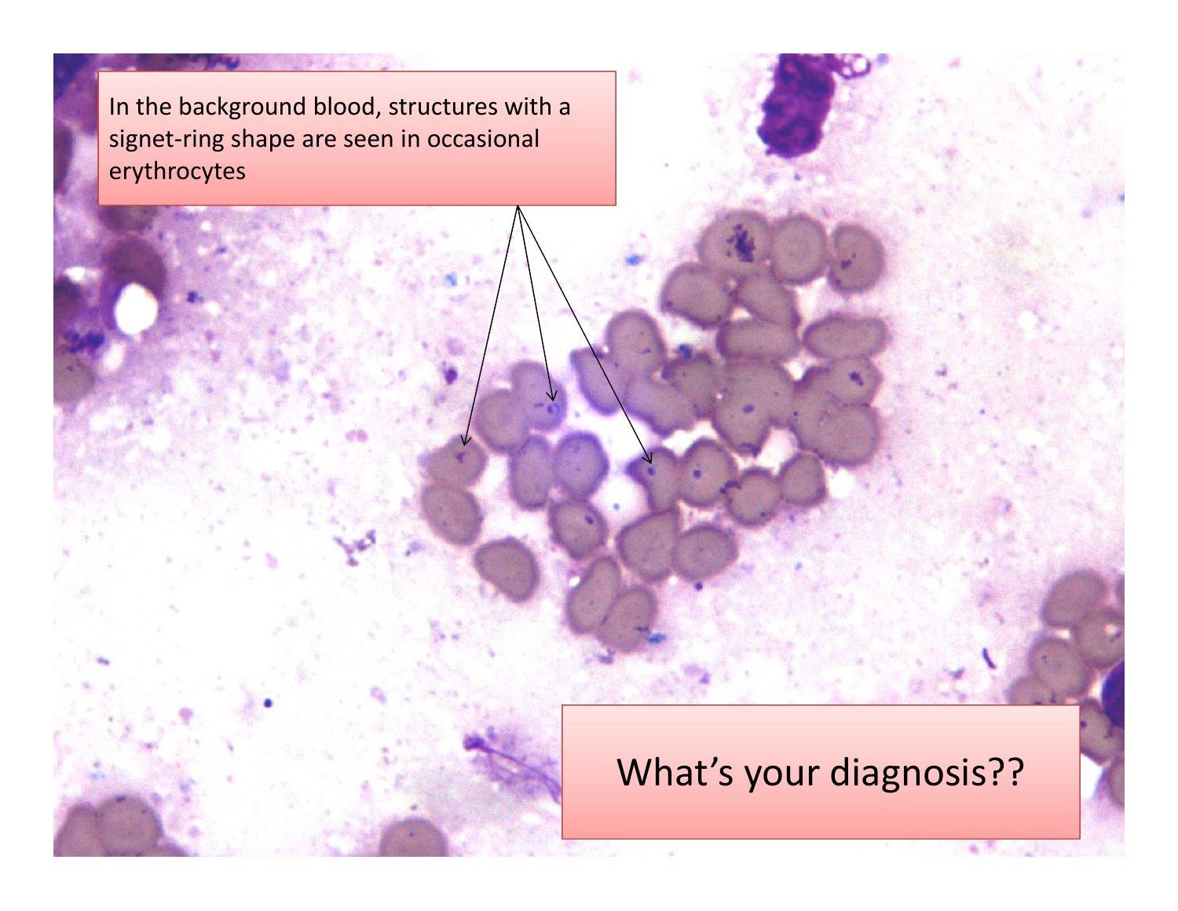In the background blood, structures with a signet-ring shape are seen in occasional erythrocytes

What's your diagnosis??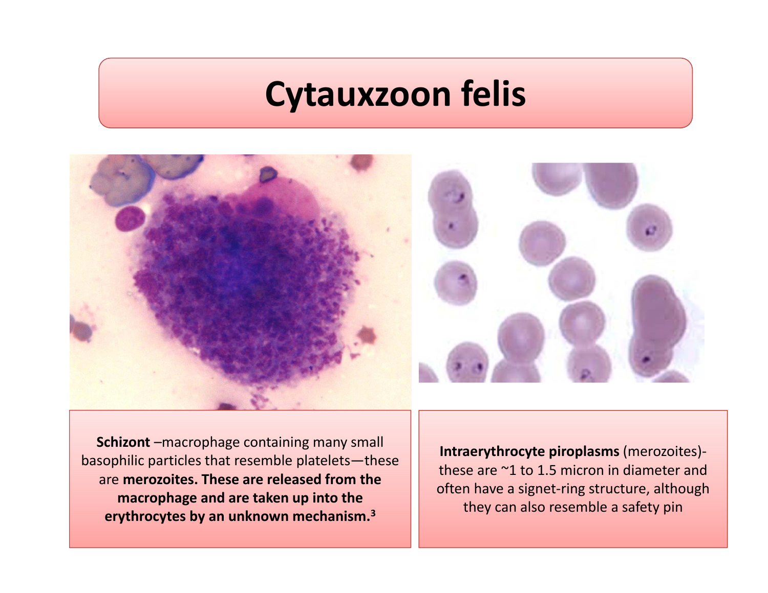# Cytauxzoon felis

**Schizont** –macrophage containing many small basophilic particles that resemble platelets—these are **merozoites. These are released from the macrophage and are taken up into the erythrocytes by an unknown mechanism.[3]**

**Intraerythrocyte piroplasms** (merozoites)- these are ~1 to 1.5 micron in diameter and often have a signet-ring structure, although they can also resemble a safety pin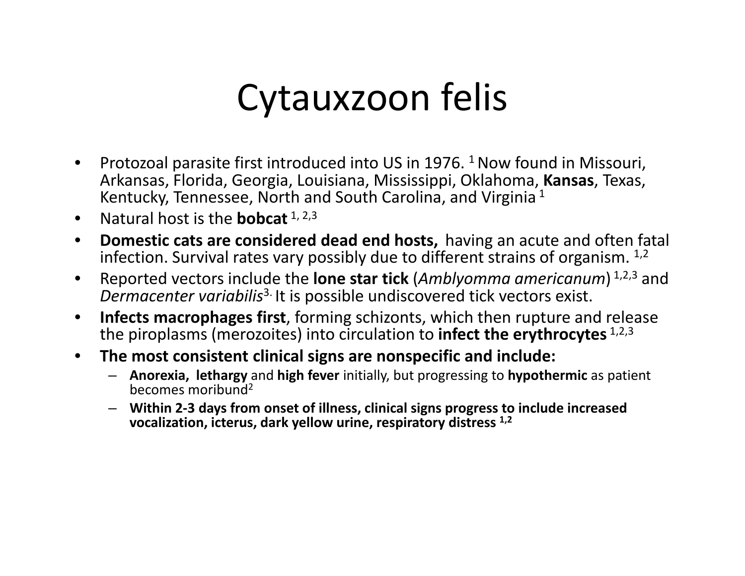# Cytauxzoon felis

- Protozoal parasite first introduced into US in 1976. [1] Now found in Missouri, Arkansas, Florida, Georgia, Louisiana, Mississippi, Oklahoma, **Kansas**, Texas, Kentucky, Tennessee, North and South Carolina, and Virginia [1]
- Natural host is the **bobcat** [1, 2,3]
- **Domestic cats are considered dead end hosts,** having an acute and often fatal infection. Survival rates vary possibly due to different strains of organism. [1,2]
- Reported vectors include the **lone star tick** (*Amblyomma americanum*) [1,2,3] and *Dermacenter variabilis*[3.] It is possible undiscovered tick vectors exist.
- **Infects macrophages first**, forming schizonts, which then rupture and release the piroplasms (merozoites) into circulation to **infect the erythrocytes** [1,2,3]
- **The most consistent clinical signs are nonspecific and include:**
  - **Anorexia, lethargy** and **high fever** initially, but progressing to **hypothermic** as patient becomes moribund[2]
  - **Within 2-3 days from onset of illness, clinical signs progress to include increased vocalization, icterus, dark yellow urine, respiratory distress [1,2]**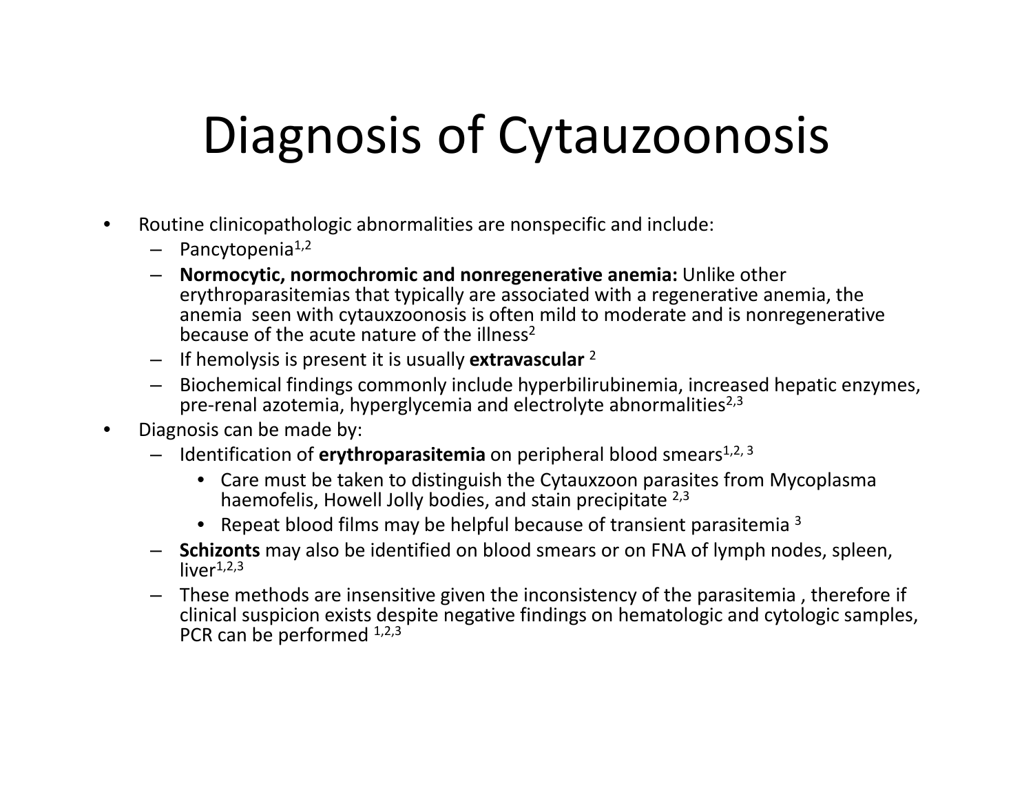# Diagnosis of Cytauzoonosis

- Routine clinicopathologic abnormalities are nonspecific and include:
  - Pancytopenia[1,2]
  - **Normocytic, normochromic and nonregenerative anemia:** Unlike other erythroparasitemias that typically are associated with a regenerative anemia, the anemia seen with cytauxzoonosis is often mild to moderate and is nonregenerative because of the acute nature of the illness[2]
  - If hemolysis is present it is usually **extravascular** [2]
  - Biochemical findings commonly include hyperbilirubinemia, increased hepatic enzymes, pre-renal azotemia, hyperglycemia and electrolyte abnormalities[2,3]
- Diagnosis can be made by:
  - Identification of **erythroparasitemia** on peripheral blood smears[1,2,3]
    - Care must be taken to distinguish the Cytauxzoon parasites from Mycoplasma haemofelis, Howell Jolly bodies, and stain precipitate [2,3]
    - Repeat blood films may be helpful because of transient parasitemia [3]
  - **Schizonts** may also be identified on blood smears or on FNA of lymph nodes, spleen, liver[1,2,3]
  - These methods are insensitive given the inconsistency of the parasitemia , therefore if clinical suspicion exists despite negative findings on hematologic and cytologic samples, PCR can be performed [1,2,3]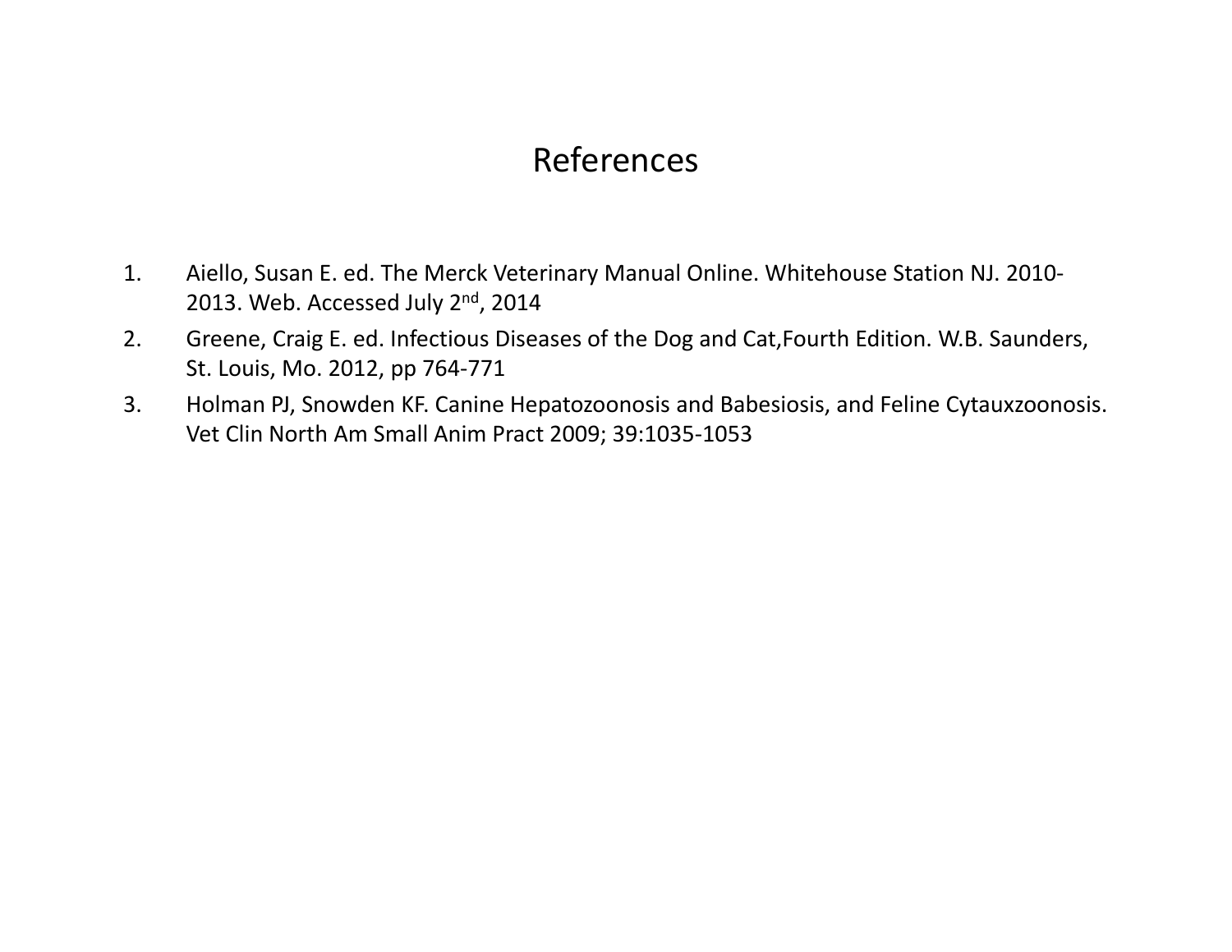# References

1. Aiello, Susan E. ed. The Merck Veterinary Manual Online. Whitehouse Station NJ. 2010-2013. Web. Accessed July 2nd, 2014
2. Greene, Craig E. ed. Infectious Diseases of the Dog and Cat,Fourth Edition. W.B. Saunders, St. Louis, Mo. 2012, pp 764-771
3. Holman PJ, Snowden KF. Canine Hepatozoonosis and Babesiosis, and Feline Cytauxzoonosis. Vet Clin North Am Small Anim Pract 2009; 39:1035-1053